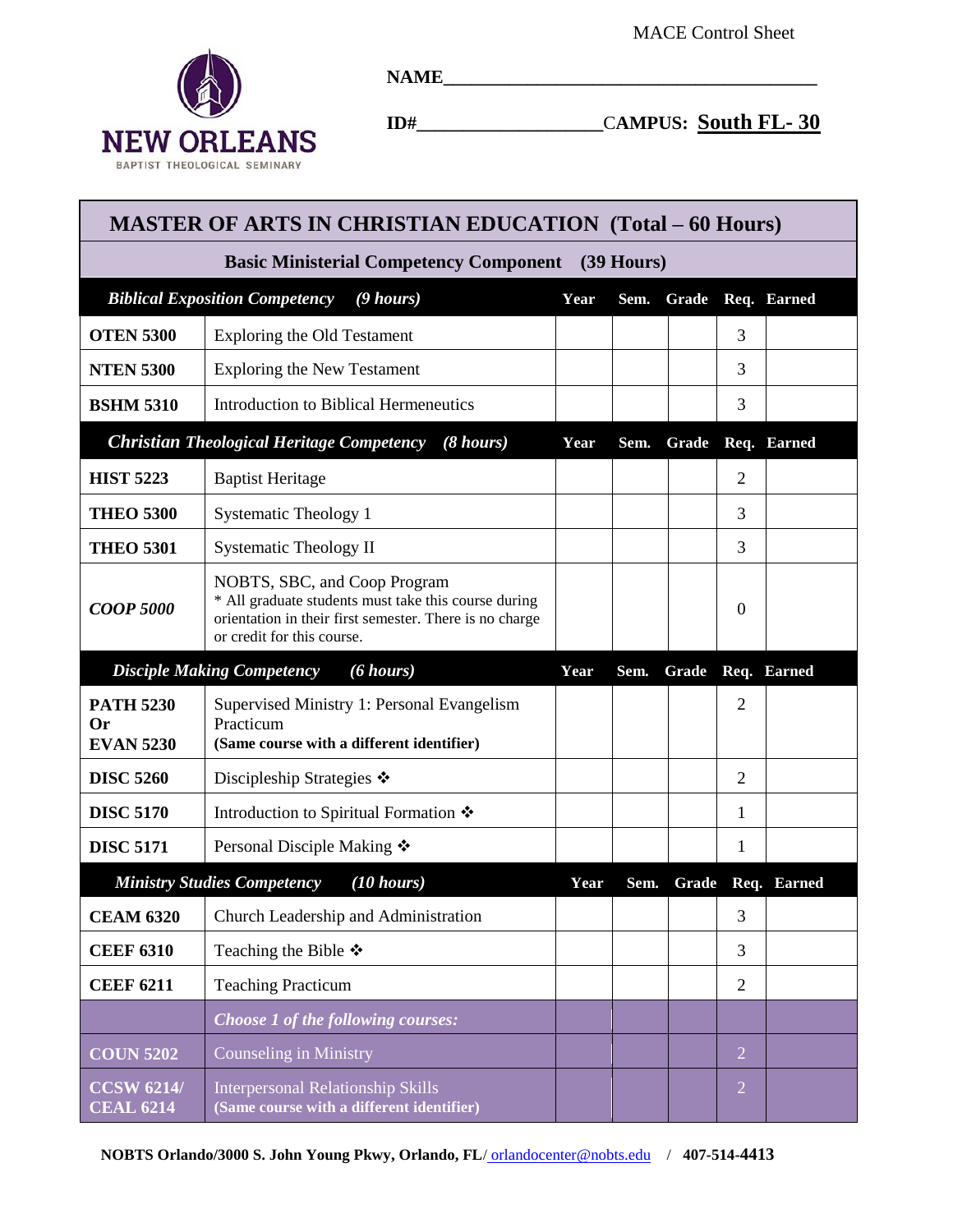MACE Control Sheet

NEW ORLEANS
BAPTIST THEOLOGICAL SEMINARY

**NAME**\_\_\_\_\_\_\_\_\_\_\_\_\_\_\_\_\_\_\_\_\_\_\_\_\_\_\_\_\_\_\_\_\_\_\_\_\_\_\_\_

**ID#**\_\_\_\_\_\_\_\_\_\_\_\_\_\_\_\_\_\_\_\_**CAMPUS:** **South FL- 30**

# MASTER OF ARTS IN CHRISTIAN EDUCATION (Total – 60 Hours)

## Basic Ministerial Competency Component (39 Hours)

| *Biblical Exposition Competency (9 hours)* | | Year | Sem. | Grade | Req. | Earned |
|---|---|---|---|---|---|---|
| **OTEN 5300** | Exploring the Old Testament | | | | 3 | |
| **NTEN 5300** | Exploring the New Testament | | | | 3 | |
| **BSHM 5310** | Introduction to Biblical Hermeneutics | | | | 3 | |
| ***Christian Theological Heritage Competency (8 hours)*** | | **Year** | **Sem.** | **Grade** | **Req.** | **Earned** |
| **HIST 5223** | Baptist Heritage | | | | 2 | |
| **THEO 5300** | Systematic Theology 1 | | | | 3 | |
| **THEO 5301** | Systematic Theology II | | | | 3 | |
| ***COOP 5000*** | NOBTS, SBC, and Coop Program * All graduate students must take this course during orientation in their first semester. There is no charge or credit for this course. | | | | 0 | |
| ***Disciple Making Competency (6 hours)*** | | **Year** | **Sem.** | **Grade** | **Req.** | **Earned** |
| **PATH 5230 Or EVAN 5230** | Supervised Ministry 1: Personal Evangelism Practicum **(Same course with a different identifier)** | | | | 2 | |
| **DISC 5260** | Discipleship Strategies ❖ | | | | 2 | |
| **DISC 5170** | Introduction to Spiritual Formation ❖ | | | | 1 | |
| **DISC 5171** | Personal Disciple Making ❖ | | | | 1 | |
| ***Ministry Studies Competency (10 hours)*** | | **Year** | **Sem.** | **Grade** | **Req.** | **Earned** |
| **CEAM 6320** | Church Leadership and Administration | | | | 3 | |
| **CEEF 6310** | Teaching the Bible ❖ | | | | 3 | |
| **CEEF 6211** | Teaching Practicum | | | | 2 | |
| | ***Choose 1 of the following courses:*** | | | | | |
| **COUN 5202** | Counseling in Ministry | | | | 2 | |
| **CCSW 6214/ CEAL 6214** | Interpersonal Relationship Skills **(Same course with a different identifier)** | | | | 2 | |

**NOBTS Orlando/3000 S. John Young Pkwy, Orlando, FL/** orlandocenter@nobts.edu / **407-514-4413**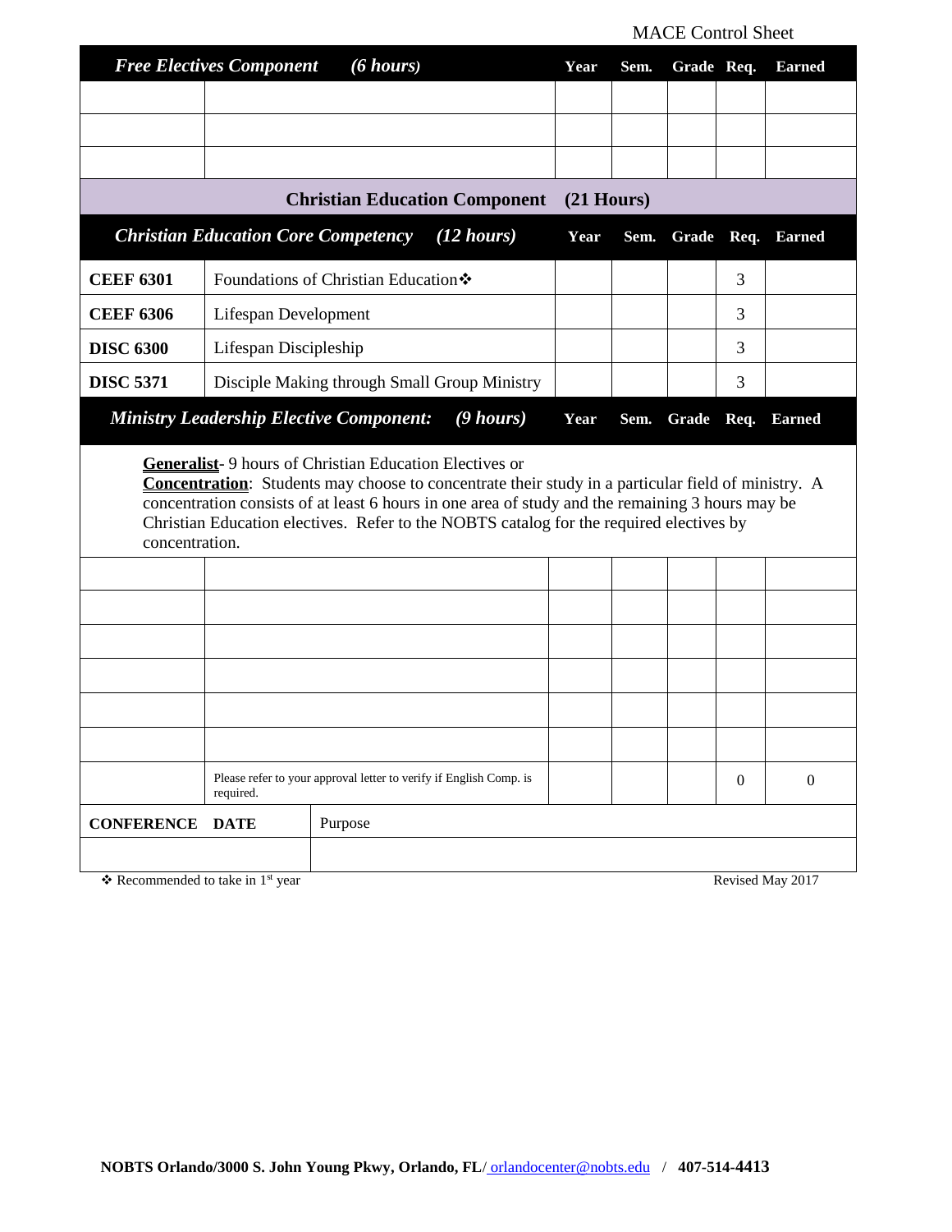MACE Control Sheet

| *Free Electives Component* | *(6 hours)* | Year | Sem. | Grade | Req. | Earned |
|---|---|---|---|---|---|---|
| | | | | | | |
| | | | | | | |
| | | | | | | |

**Christian Education Component (21 Hours)**

| *Christian Education Core Competency* | *(12 hours)* | Year | Sem. | Grade | Req. | Earned |
|---|---|---|---|---|---|---|
| **CEEF 6301** | Foundations of Christian Education❖ | | | | 3 | |
| **CEEF 6306** | Lifespan Development | | | | 3 | |
| **DISC 6300** | Lifespan Discipleship | | | | 3 | |
| **DISC 5371** | Disciple Making through Small Group Ministry | | | | 3 | |

| *Ministry Leadership Elective Component:* | *(9 hours)* | Year | Sem. | Grade | Req. | Earned |
|---|---|---|---|---|---|---|

**Generalist**- 9 hours of Christian Education Electives or
**Concentration**: Students may choose to concentrate their study in a particular field of ministry. A concentration consists of at least 6 hours in one area of study and the remaining 3 hours may be Christian Education electives. Refer to the NOBTS catalog for the required electives by concentration.

| | | | | | | |
|---|---|---|---|---|---|---|
| | | | | | | |
| | | | | | | |
| | | | | | | |
| | | | | | | |
| | | | | | | |
| | | | | | | |
| | Please refer to your approval letter to verify if English Comp. is required. | | | | 0 | 0 |

| CONFERENCE DATE | Purpose |
|---|---|
| | |

❖ Recommended to take in 1st year

Revised May 2017

**NOBTS Orlando/3000 S. John Young Pkwy, Orlando, FL/ orlandocenter@nobts.edu / 407-514-4413**